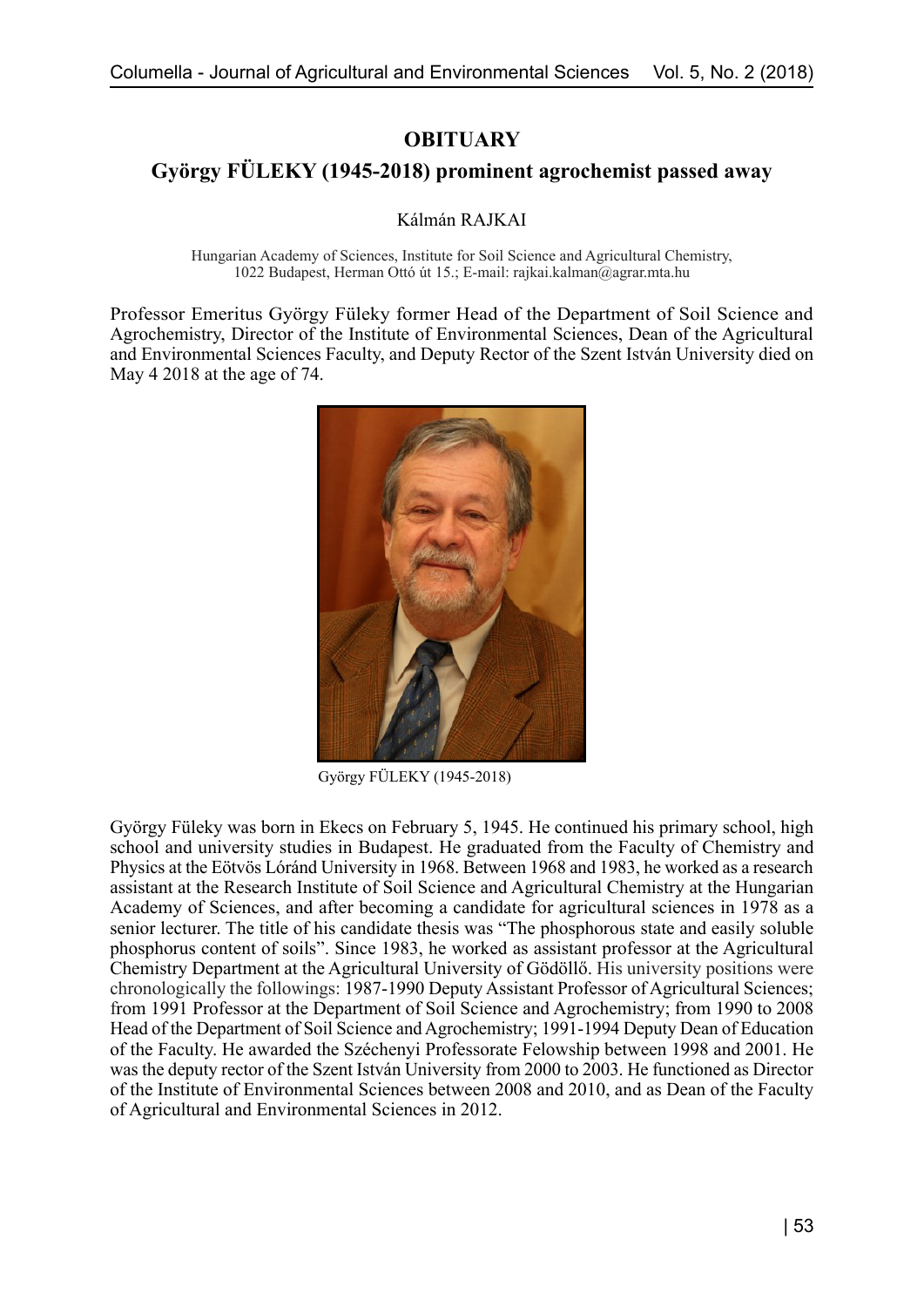# OBITUARY

## György FÜLEKY (1945-2018) prominent agrochemist passed away

Kálmán RAJKAI

Hungarian Academy of Sciences, Institute for Soil Science and Agricultural Chemistry, 1022 Budapest, Herman Ottó út 15.; E-mail: rajkai.kalman@agrar.mta.hu

Professor Emeritus György Füleky former Head of the Department of Soil Science and Agrochemistry, Director of the Institute of Environmental Sciences, Dean of the Agricultural and Environmental Sciences Faculty, and Deputy Rector of the Szent István University died on May 4 2018 at the age of 74.

György FÜLEKY (1945-2018)

György Füleky was born in Ekecs on February 5, 1945. He continued his primary school, high school and university studies in Budapest. He graduated from the Faculty of Chemistry and Physics at the Eötvös Lóránd University in 1968. Between 1968 and 1983, he worked as a research assistant at the Research Institute of Soil Science and Agricultural Chemistry at the Hungarian Academy of Sciences, and after becoming a candidate for agricultural sciences in 1978 as a senior lecturer. The title of his candidate thesis was "The phosphorous state and easily soluble phosphorus content of soils". Since 1983, he worked as assistant professor at the Agricultural Chemistry Department at the Agricultural University of Gödöllő. His university positions were chronologically the followings: 1987-1990 Deputy Assistant Professor of Agricultural Sciences; from 1991 Professor at the Department of Soil Science and Agrochemistry; from 1990 to 2008 Head of the Department of Soil Science and Agrochemistry; 1991-1994 Deputy Dean of Education of the Faculty. He awarded the Széchenyi Professorate Felowship between 1998 and 2001. He was the deputy rector of the Szent István University from 2000 to 2003. He functioned as Director of the Institute of Environmental Sciences between 2008 and 2010, and as Dean of the Faculty of Agricultural and Environmental Sciences in 2012.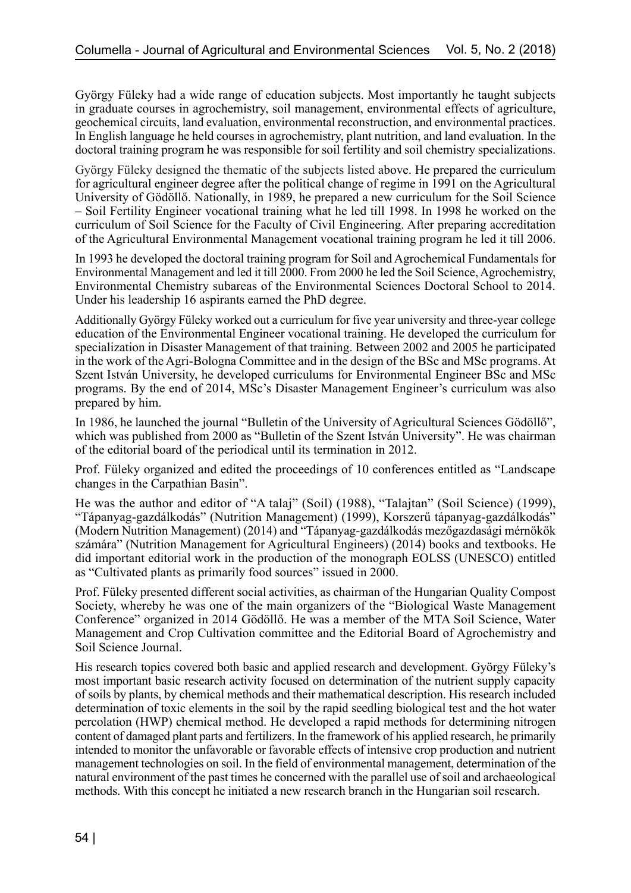György Füleky had a wide range of education subjects. Most importantly he taught subjects in graduate courses in agrochemistry, soil management, environmental effects of agriculture, geochemical circuits, land evaluation, environmental reconstruction, and environmental practices. In English language he held courses in agrochemistry, plant nutrition, and land evaluation. In the doctoral training program he was responsible for soil fertility and soil chemistry specializations.

György Füleky designed the thematic of the subjects listed above. He prepared the curriculum for agricultural engineer degree after the political change of regime in 1991 on the Agricultural University of Gödöllő. Nationally, in 1989, he prepared a new curriculum for the Soil Science – Soil Fertility Engineer vocational training what he led till 1998. In 1998 he worked on the curriculum of Soil Science for the Faculty of Civil Engineering. After preparing accreditation of the Agricultural Environmental Management vocational training program he led it till 2006.

In 1993 he developed the doctoral training program for Soil and Agrochemical Fundamentals for Environmental Management and led it till 2000. From 2000 he led the Soil Science, Agrochemistry, Environmental Chemistry subareas of the Environmental Sciences Doctoral School to 2014. Under his leadership 16 aspirants earned the PhD degree.

Additionally György Füleky worked out a curriculum for five year university and three-year college education of the Environmental Engineer vocational training. He developed the curriculum for specialization in Disaster Management of that training. Between 2002 and 2005 he participated in the work of the Agri-Bologna Committee and in the design of the BSc and MSc programs. At Szent István University, he developed curriculums for Environmental Engineer BSc and MSc programs. By the end of 2014, MSc's Disaster Management Engineer's curriculum was also prepared by him.

In 1986, he launched the journal "Bulletin of the University of Agricultural Sciences Gödöllő", which was published from 2000 as "Bulletin of the Szent István University". He was chairman of the editorial board of the periodical until its termination in 2012.

Prof. Füleky organized and edited the proceedings of 10 conferences entitled as "Landscape changes in the Carpathian Basin".

He was the author and editor of "A talaj" (Soil) (1988), "Talajtan" (Soil Science) (1999), "Tápanyag-gazdálkodás" (Nutrition Management) (1999), Korszerű tápanyag-gazdálkodás" (Modern Nutrition Management) (2014) and "Tápanyag-gazdálkodás mezőgazdasági mérnökök számára" (Nutrition Management for Agricultural Engineers) (2014) books and textbooks. He did important editorial work in the production of the monograph EOLSS (UNESCO) entitled as "Cultivated plants as primarily food sources" issued in 2000.

Prof. Füleky presented different social activities, as chairman of the Hungarian Quality Compost Society, whereby he was one of the main organizers of the "Biological Waste Management Conference" organized in 2014 Gödöllő. He was a member of the MTA Soil Science, Water Management and Crop Cultivation committee and the Editorial Board of Agrochemistry and Soil Science Journal.

His research topics covered both basic and applied research and development. György Füleky's most important basic research activity focused on determination of the nutrient supply capacity of soils by plants, by chemical methods and their mathematical description. His research included determination of toxic elements in the soil by the rapid seedling biological test and the hot water percolation (HWP) chemical method. He developed a rapid methods for determining nitrogen content of damaged plant parts and fertilizers. In the framework of his applied research, he primarily intended to monitor the unfavorable or favorable effects of intensive crop production and nutrient management technologies on soil. In the field of environmental management, determination of the natural environment of the past times he concerned with the parallel use of soil and archaeological methods. With this concept he initiated a new research branch in the Hungarian soil research.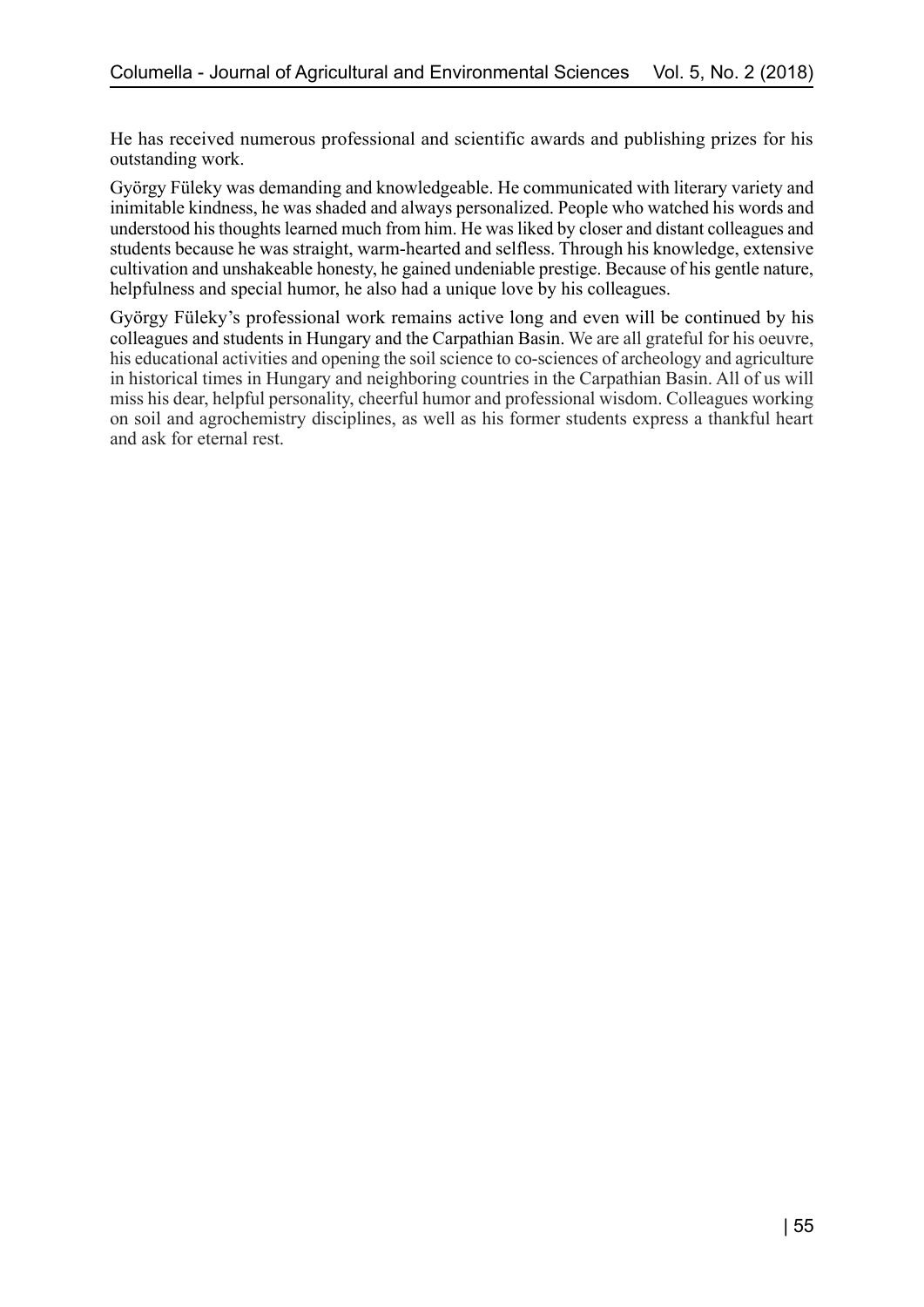He has received numerous professional and scientific awards and publishing prizes for his outstanding work.

György Füleky was demanding and knowledgeable. He communicated with literary variety and inimitable kindness, he was shaded and always personalized. People who watched his words and understood his thoughts learned much from him. He was liked by closer and distant colleagues and students because he was straight, warm-hearted and selfless. Through his knowledge, extensive cultivation and unshakeable honesty, he gained undeniable prestige. Because of his gentle nature, helpfulness and special humor, he also had a unique love by his colleagues.

György Füleky's professional work remains active long and even will be continued by his colleagues and students in Hungary and the Carpathian Basin. We are all grateful for his oeuvre, his educational activities and opening the soil science to co-sciences of archeology and agriculture in historical times in Hungary and neighboring countries in the Carpathian Basin. All of us will miss his dear, helpful personality, cheerful humor and professional wisdom. Colleagues working on soil and agrochemistry disciplines, as well as his former students express a thankful heart and ask for eternal rest.